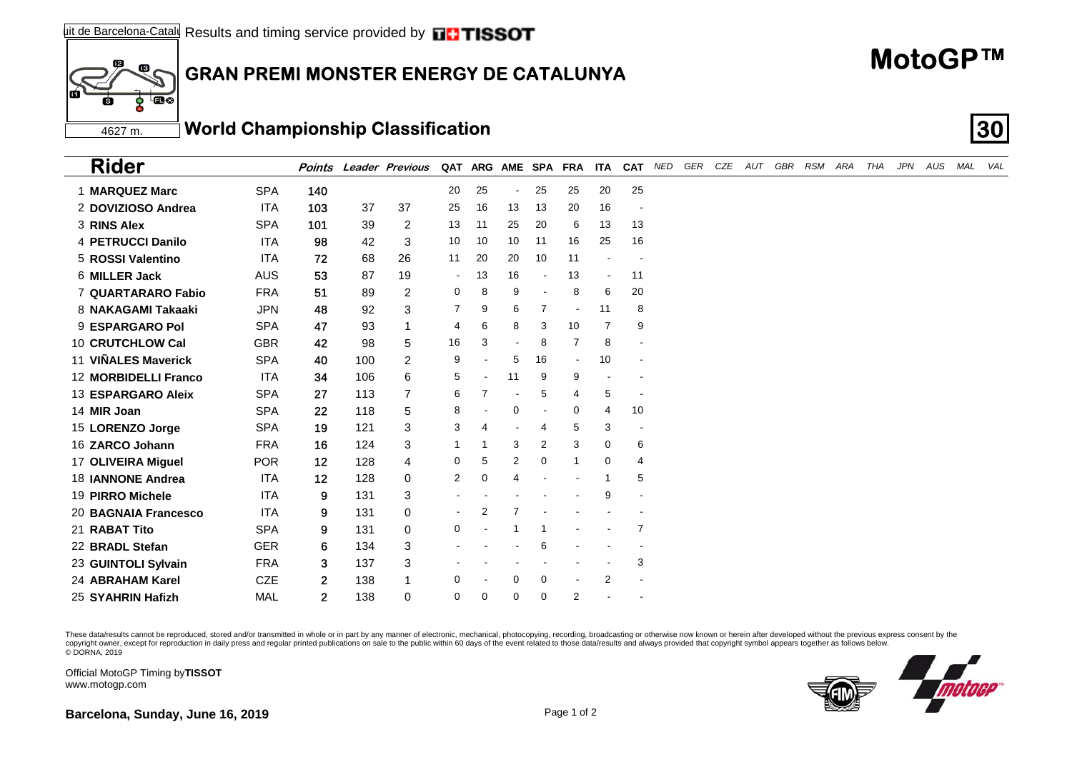Circuit de Barcelona-Catalunya Results and timing service provided by TISSOT

4627 m.

## GRAN PREMI MONSTER ENERGY DE CATALUNYA

# MotoGP™

## World Championship Classification

| Rider | | Points | Leader | Previous | QAT | ARG | AME | SPA | FRA | ITA | CAT | NED | GER | CZE | AUT | GBR | RSM | ARA | THA | JPN | AUS | MAL | VAL |
|---|---|---|---|---|---|---|---|---|---|---|---|---|---|---|---|---|---|---|---|---|---|---|---|
| 1 **MARQUEZ Marc** | SPA | **140** | | | 20 | 25 | - | 25 | 25 | 20 | 25 | | | | | | | | | | | | |
| 2 **DOVIZIOSO Andrea** | ITA | **103** | 37 | 37 | 25 | 16 | 13 | 13 | 20 | 16 | - | | | | | | | | | | | | |
| 3 **RINS Alex** | SPA | **101** | 39 | 2 | 13 | 11 | 25 | 20 | 6 | 13 | 13 | | | | | | | | | | | | |
| 4 **PETRUCCI Danilo** | ITA | **98** | 42 | 3 | 10 | 10 | 10 | 11 | 16 | 25 | 16 | | | | | | | | | | | | |
| 5 **ROSSI Valentino** | ITA | **72** | 68 | 26 | 11 | 20 | 20 | 10 | 11 | - | - | | | | | | | | | | | | |
| 6 **MILLER Jack** | AUS | **53** | 87 | 19 | - | 13 | 16 | - | 13 | - | 11 | | | | | | | | | | | | |
| 7 **QUARTARARO Fabio** | FRA | **51** | 89 | 2 | 0 | 8 | 9 | - | 8 | 6 | 20 | | | | | | | | | | | | |
| 8 **NAKAGAMI Takaaki** | JPN | **48** | 92 | 3 | 7 | 9 | 6 | 7 | - | 11 | 8 | | | | | | | | | | | | |
| 9 **ESPARGARO Pol** | SPA | **47** | 93 | 1 | 4 | 6 | 8 | 3 | 10 | 7 | 9 | | | | | | | | | | | | |
| 10 **CRUTCHLOW Cal** | GBR | **42** | 98 | 5 | 16 | 3 | - | 8 | 7 | 8 | - | | | | | | | | | | | | |
| 11 **VIÑALES Maverick** | SPA | **40** | 100 | 2 | 9 | - | 5 | 16 | - | 10 | - | | | | | | | | | | | | |
| 12 **MORBIDELLI Franco** | ITA | **34** | 106 | 6 | 5 | - | 11 | 9 | 9 | - | - | | | | | | | | | | | | |
| 13 **ESPARGARO Aleix** | SPA | **27** | 113 | 7 | 6 | 7 | - | 5 | 4 | 5 | - | | | | | | | | | | | | |
| 14 **MIR Joan** | SPA | **22** | 118 | 5 | 8 | - | 0 | - | 0 | 4 | 10 | | | | | | | | | | | | |
| 15 **LORENZO Jorge** | SPA | **19** | 121 | 3 | 3 | 4 | - | 4 | 5 | 3 | - | | | | | | | | | | | | |
| 16 **ZARCO Johann** | FRA | **16** | 124 | 3 | 1 | 1 | 3 | 2 | 3 | 0 | 6 | | | | | | | | | | | | |
| 17 **OLIVEIRA Miguel** | POR | **12** | 128 | 4 | 0 | 5 | 2 | 0 | 1 | 0 | 4 | | | | | | | | | | | | |
| 18 **IANNONE Andrea** | ITA | **12** | 128 | 0 | 2 | 0 | 4 | - | - | 1 | 5 | | | | | | | | | | | | |
| 19 **PIRRO Michele** | ITA | **9** | 131 | 3 | - | - | - | - | - | 9 | - | | | | | | | | | | | | |
| 20 **BAGNAIA Francesco** | ITA | **9** | 131 | 0 | - | 2 | 7 | - | - | - | - | | | | | | | | | | | | |
| 21 **RABAT Tito** | SPA | **9** | 131 | 0 | 0 | - | 1 | 1 | - | - | 7 | | | | | | | | | | | | |
| 22 **BRADL Stefan** | GER | **6** | 134 | 3 | - | - | - | 6 | - | - | - | | | | | | | | | | | | |
| 23 **GUINTOLI Sylvain** | FRA | **3** | 137 | 3 | - | - | - | - | - | - | 3 | | | | | | | | | | | | |
| 24 **ABRAHAM Karel** | CZE | **2** | 138 | 1 | 0 | - | 0 | 0 | - | 2 | - | | | | | | | | | | | | |
| 25 **SYAHRIN Hafizh** | MAL | **2** | 138 | 0 | 0 | 0 | 0 | 0 | 2 | - | - | | | | | | | | | | | | |

These data/results cannot be reproduced, stored and/or transmitted in whole or in part by any manner of electronic, mechanical, photocopying, recording, broadcasting or otherwise now known or herein after developed without the previous express consent by the copyright owner, except for reproduction in daily press and regular printed publications on sale to the public within 60 days of the event related to those data/results and always provided that copyright symbol appears together as follows below.
© DORNA, 2019

Official MotoGP Timing by **TISSOT**
www.motogp.com

**Barcelona, Sunday, June 16, 2019**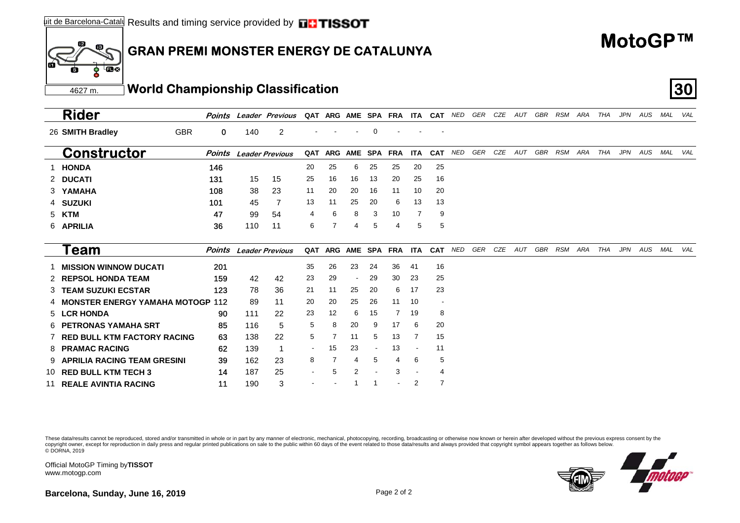## GRAN PREMI MONSTER ENERGY DE CATALUNYA

## MotoGP™

4627 m.

## World Championship Classification

| | Rider | | Points | Leader | Previous | QAT | ARG | AME | SPA | FRA | ITA | CAT | NED | GER | CZE | AUT | GBR | RSM | ARA | THA | JPN | AUS | MAL | VAL |
|---|---|---|---|---|---|---|---|---|---|---|---|---|---|---|---|---|---|---|---|---|---|---|---|---|
| 26 | SMITH Bradley | GBR | 0 | 140 | 2 | - | - | - | 0 | - | - | - | | | | | | | | | | | | |

| | Constructor | Points | Leader | Previous | QAT | ARG | AME | SPA | FRA | ITA | CAT | NED | GER | CZE | AUT | GBR | RSM | ARA | THA | JPN | AUS | MAL | VAL |
|---|---|---|---|---|---|---|---|---|---|---|---|---|---|---|---|---|---|---|---|---|---|---|---|
| 1 | HONDA | 146 | | | 20 | 25 | 6 | 25 | 25 | 20 | 25 | | | | | | | | | | | | |
| 2 | DUCATI | 131 | 15 | 15 | 25 | 16 | 16 | 13 | 20 | 25 | 16 | | | | | | | | | | | | |
| 3 | YAMAHA | 108 | 38 | 23 | 11 | 20 | 20 | 16 | 11 | 10 | 20 | | | | | | | | | | | | |
| 4 | SUZUKI | 101 | 45 | 7 | 13 | 11 | 25 | 20 | 6 | 13 | 13 | | | | | | | | | | | | |
| 5 | KTM | 47 | 99 | 54 | 4 | 6 | 8 | 3 | 10 | 7 | 9 | | | | | | | | | | | | |
| 6 | APRILIA | 36 | 110 | 11 | 6 | 7 | 4 | 5 | 4 | 5 | 5 | | | | | | | | | | | | |

| | Team | Points | Leader | Previous | QAT | ARG | AME | SPA | FRA | ITA | CAT | NED | GER | CZE | AUT | GBR | RSM | ARA | THA | JPN | AUS | MAL | VAL |
|---|---|---|---|---|---|---|---|---|---|---|---|---|---|---|---|---|---|---|---|---|---|---|---|
| 1 | MISSION WINNOW DUCATI | 201 | | | 35 | 26 | 23 | 24 | 36 | 41 | 16 | | | | | | | | | | | | |
| 2 | REPSOL HONDA TEAM | 159 | 42 | 42 | 23 | 29 | - | 29 | 30 | 23 | 25 | | | | | | | | | | | | |
| 3 | TEAM SUZUKI ECSTAR | 123 | 78 | 36 | 21 | 11 | 25 | 20 | 6 | 17 | 23 | | | | | | | | | | | | |
| 4 | MONSTER ENERGY YAMAHA MOTOGP | 112 | 89 | 11 | 20 | 20 | 25 | 26 | 11 | 10 | - | | | | | | | | | | | | |
| 5 | LCR HONDA | 90 | 111 | 22 | 23 | 12 | 6 | 15 | 7 | 19 | 8 | | | | | | | | | | | | |
| 6 | PETRONAS YAMAHA SRT | 85 | 116 | 5 | 5 | 8 | 20 | 9 | 17 | 6 | 20 | | | | | | | | | | | | |
| 7 | RED BULL KTM FACTORY RACING | 63 | 138 | 22 | 5 | 7 | 11 | 5 | 13 | 7 | 15 | | | | | | | | | | | | |
| 8 | PRAMAC RACING | 62 | 139 | 1 | - | 15 | 23 | - | 13 | - | 11 | | | | | | | | | | | | |
| 9 | APRILIA RACING TEAM GRESINI | 39 | 162 | 23 | 8 | 7 | 4 | 5 | 4 | 6 | 5 | | | | | | | | | | | | |
| 10 | RED BULL KTM TECH 3 | 14 | 187 | 25 | - | 5 | 2 | - | 3 | - | 4 | | | | | | | | | | | | |
| 11 | REALE AVINTIA RACING | 11 | 190 | 3 | - | - | 1 | 1 | - | 2 | 7 | | | | | | | | | | | | |

These data/results cannot be reproduced, stored and/or transmitted in whole or in part by any manner of electronic, mechanical, photocopying, recording, broadcasting or otherwise now known or herein after developed without the previous express consent by the copyright owner, except for reproduction in daily press and regular printed publications on sale to the public within 60 days of the event related to those data/results and always provided that copyright symbol appears together as follows below.
© DORNA, 2019

Official MotoGP Timing by **TISSOT**
www.motogp.com

**Barcelona, Sunday, June 16, 2019**